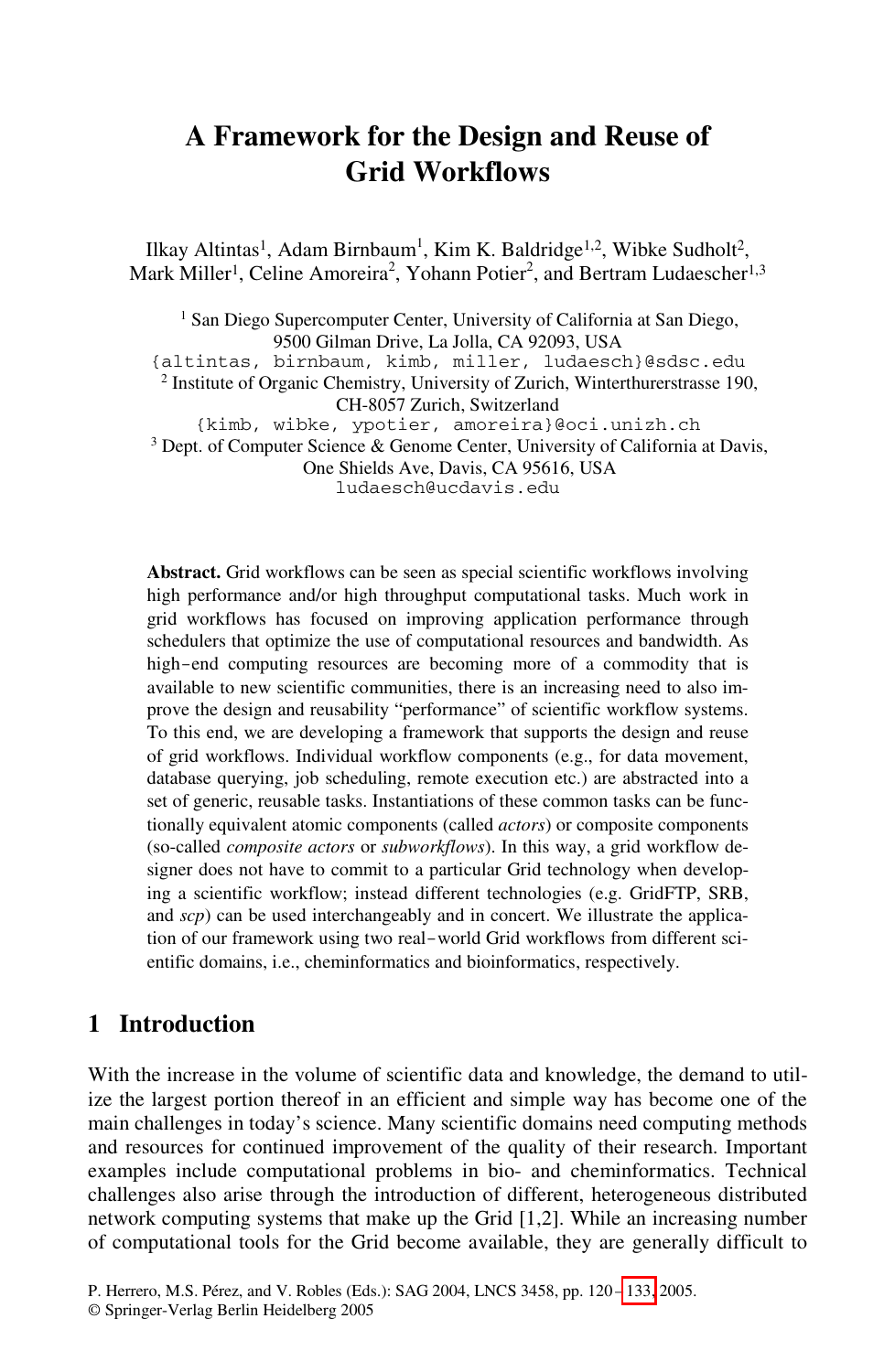# A Framework for the Design and Reuse of Grid Workflows

Ilkay Altintas[1], Adam Birnbaum[1], Kim K. Baldridge[1,2], Wibke Sudholt[2], Mark Miller[1], Celine Amoreira[2], Yohann Potier[2], and Bertram Ludaescher[1,3]

[1] San Diego Supercomputer Center, University of California at San Diego, 9500 Gilman Drive, La Jolla, CA 92093, USA
{altintas, birnbaum, kimb, miller, ludaesch}@sdsc.edu

[2] Institute of Organic Chemistry, University of Zurich, Winterthurerstrasse 190, CH-8057 Zurich, Switzerland
{kimb, wibke, ypotier, amoreira}@oci.unizh.ch

[3] Dept. of Computer Science & Genome Center, University of California at Davis, One Shields Ave, Davis, CA 95616, USA
ludaesch@ucdavis.edu

**Abstract.** Grid workflows can be seen as special scientific workflows involving high performance and/or high throughput computational tasks. Much work in grid workflows has focused on improving application performance through schedulers that optimize the use of computational resources and bandwidth. As high-end computing resources are becoming more of a commodity that is available to new scientific communities, there is an increasing need to also improve the design and reusability "performance" of scientific workflow systems. To this end, we are developing a framework that supports the design and reuse of grid workflows. Individual workflow components (e.g., for data movement, database querying, job scheduling, remote execution etc.) are abstracted into a set of generic, reusable tasks. Instantiations of these common tasks can be functionally equivalent atomic components (called *actors*) or composite components (so-called *composite actors* or *subworkflows*). In this way, a grid workflow designer does not have to commit to a particular Grid technology when developing a scientific workflow; instead different technologies (e.g. GridFTP, SRB, and *scp*) can be used interchangeably and in concert. We illustrate the application of our framework using two real-world Grid workflows from different scientific domains, i.e., cheminformatics and bioinformatics, respectively.

## 1 Introduction

With the increase in the volume of scientific data and knowledge, the demand to utilize the largest portion thereof in an efficient and simple way has become one of the main challenges in today's science. Many scientific domains need computing methods and resources for continued improvement of the quality of their research. Important examples include computational problems in bio- and cheminformatics. Technical challenges also arise through the introduction of different, heterogeneous distributed network computing systems that make up the Grid [1,2]. While an increasing number of computational tools for the Grid become available, they are generally difficult to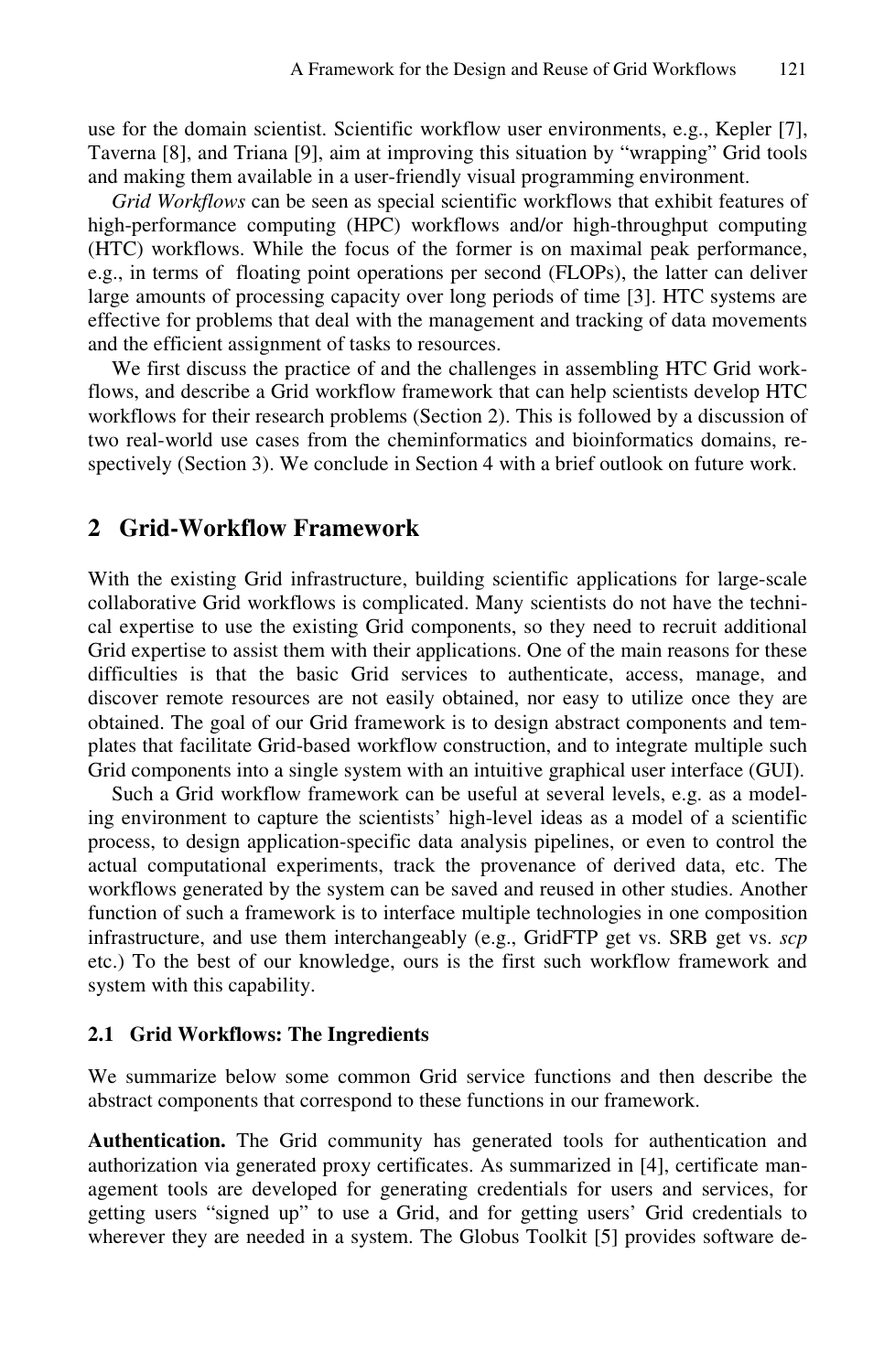use for the domain scientist. Scientific workflow user environments, e.g., Kepler [7], Taverna [8], and Triana [9], aim at improving this situation by "wrapping" Grid tools and making them available in a user-friendly visual programming environment.

*Grid Workflows* can be seen as special scientific workflows that exhibit features of high-performance computing (HPC) workflows and/or high-throughput computing (HTC) workflows. While the focus of the former is on maximal peak performance, e.g., in terms of floating point operations per second (FLOPs), the latter can deliver large amounts of processing capacity over long periods of time [3]. HTC systems are effective for problems that deal with the management and tracking of data movements and the efficient assignment of tasks to resources.

We first discuss the practice of and the challenges in assembling HTC Grid workflows, and describe a Grid workflow framework that can help scientists develop HTC workflows for their research problems (Section 2). This is followed by a discussion of two real-world use cases from the cheminformatics and bioinformatics domains, respectively (Section 3). We conclude in Section 4 with a brief outlook on future work.

## 2 Grid-Workflow Framework

With the existing Grid infrastructure, building scientific applications for large-scale collaborative Grid workflows is complicated. Many scientists do not have the technical expertise to use the existing Grid components, so they need to recruit additional Grid expertise to assist them with their applications. One of the main reasons for these difficulties is that the basic Grid services to authenticate, access, manage, and discover remote resources are not easily obtained, nor easy to utilize once they are obtained. The goal of our Grid framework is to design abstract components and templates that facilitate Grid-based workflow construction, and to integrate multiple such Grid components into a single system with an intuitive graphical user interface (GUI).

Such a Grid workflow framework can be useful at several levels, e.g. as a modeling environment to capture the scientists' high-level ideas as a model of a scientific process, to design application-specific data analysis pipelines, or even to control the actual computational experiments, track the provenance of derived data, etc. The workflows generated by the system can be saved and reused in other studies. Another function of such a framework is to interface multiple technologies in one composition infrastructure, and use them interchangeably (e.g., GridFTP get vs. SRB get vs. *scp* etc.) To the best of our knowledge, ours is the first such workflow framework and system with this capability.

### 2.1 Grid Workflows: The Ingredients

We summarize below some common Grid service functions and then describe the abstract components that correspond to these functions in our framework.

**Authentication.** The Grid community has generated tools for authentication and authorization via generated proxy certificates. As summarized in [4], certificate management tools are developed for generating credentials for users and services, for getting users "signed up" to use a Grid, and for getting users' Grid credentials to wherever they are needed in a system. The Globus Toolkit [5] provides software de-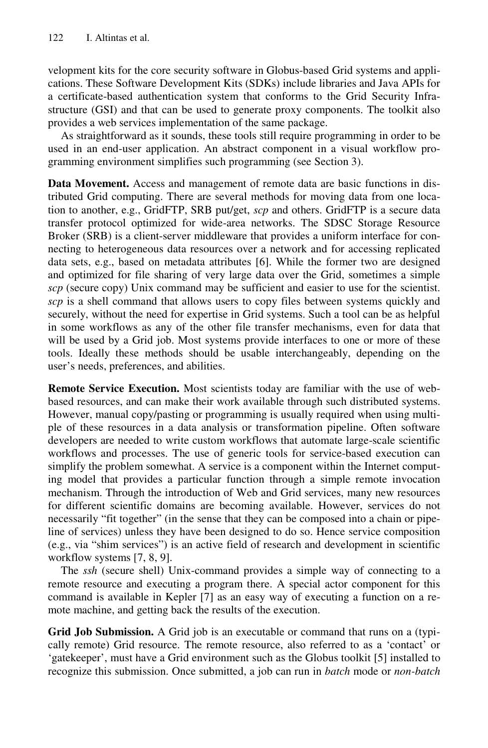velopment kits for the core security software in Globus-based Grid systems and applications. These Software Development Kits (SDKs) include libraries and Java APIs for a certificate-based authentication system that conforms to the Grid Security Infrastructure (GSI) and that can be used to generate proxy components. The toolkit also provides a web services implementation of the same package.

As straightforward as it sounds, these tools still require programming in order to be used in an end-user application. An abstract component in a visual workflow programming environment simplifies such programming (see Section 3).

**Data Movement.** Access and management of remote data are basic functions in distributed Grid computing. There are several methods for moving data from one location to another, e.g., GridFTP, SRB put/get, *scp* and others. GridFTP is a secure data transfer protocol optimized for wide-area networks. The SDSC Storage Resource Broker (SRB) is a client-server middleware that provides a uniform interface for connecting to heterogeneous data resources over a network and for accessing replicated data sets, e.g., based on metadata attributes [6]. While the former two are designed and optimized for file sharing of very large data over the Grid, sometimes a simple *scp* (secure copy) Unix command may be sufficient and easier to use for the scientist. *scp* is a shell command that allows users to copy files between systems quickly and securely, without the need for expertise in Grid systems. Such a tool can be as helpful in some workflows as any of the other file transfer mechanisms, even for data that will be used by a Grid job. Most systems provide interfaces to one or more of these tools. Ideally these methods should be usable interchangeably, depending on the user's needs, preferences, and abilities.

**Remote Service Execution.** Most scientists today are familiar with the use of web-based resources, and can make their work available through such distributed systems. However, manual copy/pasting or programming is usually required when using multiple of these resources in a data analysis or transformation pipeline. Often software developers are needed to write custom workflows that automate large-scale scientific workflows and processes. The use of generic tools for service-based execution can simplify the problem somewhat. A service is a component within the Internet computing model that provides a particular function through a simple remote invocation mechanism. Through the introduction of Web and Grid services, many new resources for different scientific domains are becoming available. However, services do not necessarily "fit together" (in the sense that they can be composed into a chain or pipeline of services) unless they have been designed to do so. Hence service composition (e.g., via "shim services") is an active field of research and development in scientific workflow systems [7, 8, 9].

The *ssh* (secure shell) Unix-command provides a simple way of connecting to a remote resource and executing a program there. A special actor component for this command is available in Kepler [7] as an easy way of executing a function on a remote machine, and getting back the results of the execution.

**Grid Job Submission.** A Grid job is an executable or command that runs on a (typically remote) Grid resource. The remote resource, also referred to as a 'contact' or 'gatekeeper', must have a Grid environment such as the Globus toolkit [5] installed to recognize this submission. Once submitted, a job can run in *batch* mode or *non-batch*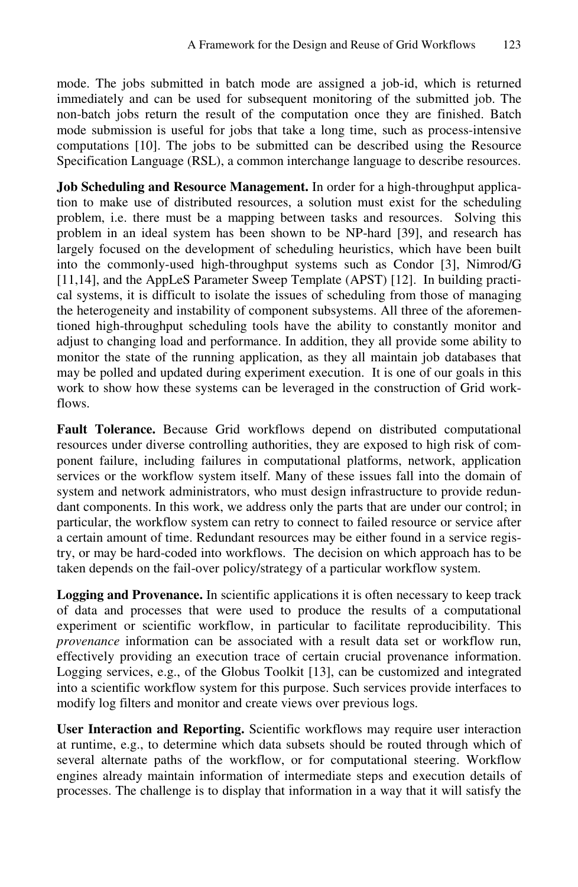mode. The jobs submitted in batch mode are assigned a job-id, which is returned immediately and can be used for subsequent monitoring of the submitted job. The non-batch jobs return the result of the computation once they are finished. Batch mode submission is useful for jobs that take a long time, such as process-intensive computations [10]. The jobs to be submitted can be described using the Resource Specification Language (RSL), a common interchange language to describe resources.

**Job Scheduling and Resource Management.** In order for a high-throughput application to make use of distributed resources, a solution must exist for the scheduling problem, i.e. there must be a mapping between tasks and resources. Solving this problem in an ideal system has been shown to be NP-hard [39], and research has largely focused on the development of scheduling heuristics, which have been built into the commonly-used high-throughput systems such as Condor [3], Nimrod/G [11,14], and the AppLeS Parameter Sweep Template (APST) [12]. In building practical systems, it is difficult to isolate the issues of scheduling from those of managing the heterogeneity and instability of component subsystems. All three of the aforementioned high-throughput scheduling tools have the ability to constantly monitor and adjust to changing load and performance. In addition, they all provide some ability to monitor the state of the running application, as they all maintain job databases that may be polled and updated during experiment execution. It is one of our goals in this work to show how these systems can be leveraged in the construction of Grid workflows.

**Fault Tolerance.** Because Grid workflows depend on distributed computational resources under diverse controlling authorities, they are exposed to high risk of component failure, including failures in computational platforms, network, application services or the workflow system itself. Many of these issues fall into the domain of system and network administrators, who must design infrastructure to provide redundant components. In this work, we address only the parts that are under our control; in particular, the workflow system can retry to connect to failed resource or service after a certain amount of time. Redundant resources may be either found in a service registry, or may be hard-coded into workflows. The decision on which approach has to be taken depends on the fail-over policy/strategy of a particular workflow system.

**Logging and Provenance.** In scientific applications it is often necessary to keep track of data and processes that were used to produce the results of a computational experiment or scientific workflow, in particular to facilitate reproducibility. This *provenance* information can be associated with a result data set or workflow run, effectively providing an execution trace of certain crucial provenance information. Logging services, e.g., of the Globus Toolkit [13], can be customized and integrated into a scientific workflow system for this purpose. Such services provide interfaces to modify log filters and monitor and create views over previous logs.

**User Interaction and Reporting.** Scientific workflows may require user interaction at runtime, e.g., to determine which data subsets should be routed through which of several alternate paths of the workflow, or for computational steering. Workflow engines already maintain information of intermediate steps and execution details of processes. The challenge is to display that information in a way that it will satisfy the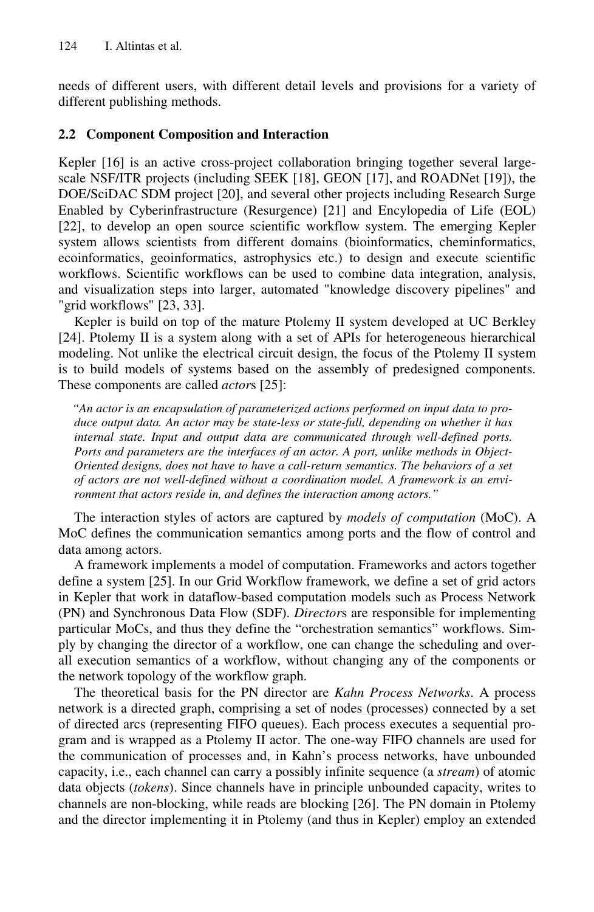needs of different users, with different detail levels and provisions for a variety of different publishing methods.

### 2.2 Component Composition and Interaction

Kepler [16] is an active cross-project collaboration bringing together several large-scale NSF/ITR projects (including SEEK [18], GEON [17], and ROADNet [19]), the DOE/SciDAC SDM project [20], and several other projects including Research Surge Enabled by Cyberinfrastructure (Resurgence) [21] and Encylopedia of Life (EOL) [22], to develop an open source scientific workflow system. The emerging Kepler system allows scientists from different domains (bioinformatics, cheminformatics, ecoinformatics, geoinformatics, astrophysics etc.) to design and execute scientific workflows. Scientific workflows can be used to combine data integration, analysis, and visualization steps into larger, automated "knowledge discovery pipelines" and "grid workflows" [23, 33].

Kepler is build on top of the mature Ptolemy II system developed at UC Berkley [24]. Ptolemy II is a system along with a set of APIs for heterogeneous hierarchical modeling. Not unlike the electrical circuit design, the focus of the Ptolemy II system is to build models of systems based on the assembly of predesigned components. These components are called *actor*s [25]:

> *"An actor is an encapsulation of parameterized actions performed on input data to produce output data. An actor may be state-less or state-full, depending on whether it has internal state. Input and output data are communicated through well-defined ports. Ports and parameters are the interfaces of an actor. A port, unlike methods in Object-Oriented designs, does not have to have a call-return semantics. The behaviors of a set of actors are not well-defined without a coordination model. A framework is an environment that actors reside in, and defines the interaction among actors."*

The interaction styles of actors are captured by *models of computation* (MoC). A MoC defines the communication semantics among ports and the flow of control and data among actors.

A framework implements a model of computation. Frameworks and actors together define a system [25]. In our Grid Workflow framework, we define a set of grid actors in Kepler that work in dataflow-based computation models such as Process Network (PN) and Synchronous Data Flow (SDF). *Director*s are responsible for implementing particular MoCs, and thus they define the "orchestration semantics" workflows. Simply by changing the director of a workflow, one can change the scheduling and overall execution semantics of a workflow, without changing any of the components or the network topology of the workflow graph.

The theoretical basis for the PN director are *Kahn Process Networks*. A process network is a directed graph, comprising a set of nodes (processes) connected by a set of directed arcs (representing FIFO queues). Each process executes a sequential program and is wrapped as a Ptolemy II actor. The one-way FIFO channels are used for the communication of processes and, in Kahn's process networks, have unbounded capacity, i.e., each channel can carry a possibly infinite sequence (a *stream*) of atomic data objects (*tokens*). Since channels have in principle unbounded capacity, writes to channels are non-blocking, while reads are blocking [26]. The PN domain in Ptolemy and the director implementing it in Ptolemy (and thus in Kepler) employ an extended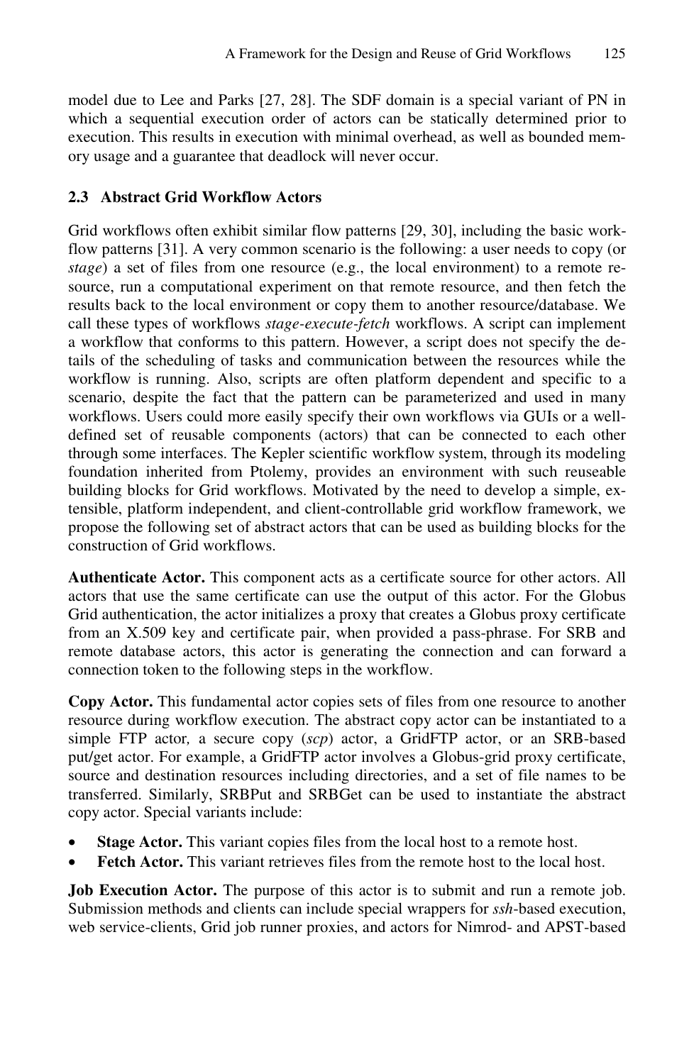model due to Lee and Parks [27, 28]. The SDF domain is a special variant of PN in which a sequential execution order of actors can be statically determined prior to execution. This results in execution with minimal overhead, as well as bounded memory usage and a guarantee that deadlock will never occur.

### 2.3 Abstract Grid Workflow Actors

Grid workflows often exhibit similar flow patterns [29, 30], including the basic workflow patterns [31]. A very common scenario is the following: a user needs to copy (or *stage*) a set of files from one resource (e.g., the local environment) to a remote resource, run a computational experiment on that remote resource, and then fetch the results back to the local environment or copy them to another resource/database. We call these types of workflows *stage-execute-fetch* workflows. A script can implement a workflow that conforms to this pattern. However, a script does not specify the details of the scheduling of tasks and communication between the resources while the workflow is running. Also, scripts are often platform dependent and specific to a scenario, despite the fact that the pattern can be parameterized and used in many workflows. Users could more easily specify their own workflows via GUIs or a well-defined set of reusable components (actors) that can be connected to each other through some interfaces. The Kepler scientific workflow system, through its modeling foundation inherited from Ptolemy, provides an environment with such reuseable building blocks for Grid workflows. Motivated by the need to develop a simple, extensible, platform independent, and client-controllable grid workflow framework, we propose the following set of abstract actors that can be used as building blocks for the construction of Grid workflows.

**Authenticate Actor.** This component acts as a certificate source for other actors. All actors that use the same certificate can use the output of this actor. For the Globus Grid authentication, the actor initializes a proxy that creates a Globus proxy certificate from an X.509 key and certificate pair, when provided a pass-phrase. For SRB and remote database actors, this actor is generating the connection and can forward a connection token to the following steps in the workflow.

**Copy Actor.** This fundamental actor copies sets of files from one resource to another resource during workflow execution. The abstract copy actor can be instantiated to a simple FTP actor, a secure copy (*scp*) actor, a GridFTP actor, or an SRB-based put/get actor. For example, a GridFTP actor involves a Globus-grid proxy certificate, source and destination resources including directories, and a set of file names to be transferred. Similarly, SRBPut and SRBGet can be used to instantiate the abstract copy actor. Special variants include:

- **Stage Actor.** This variant copies files from the local host to a remote host.
- **Fetch Actor.** This variant retrieves files from the remote host to the local host.

**Job Execution Actor.** The purpose of this actor is to submit and run a remote job. Submission methods and clients can include special wrappers for *ssh*-based execution, web service-clients, Grid job runner proxies, and actors for Nimrod- and APST-based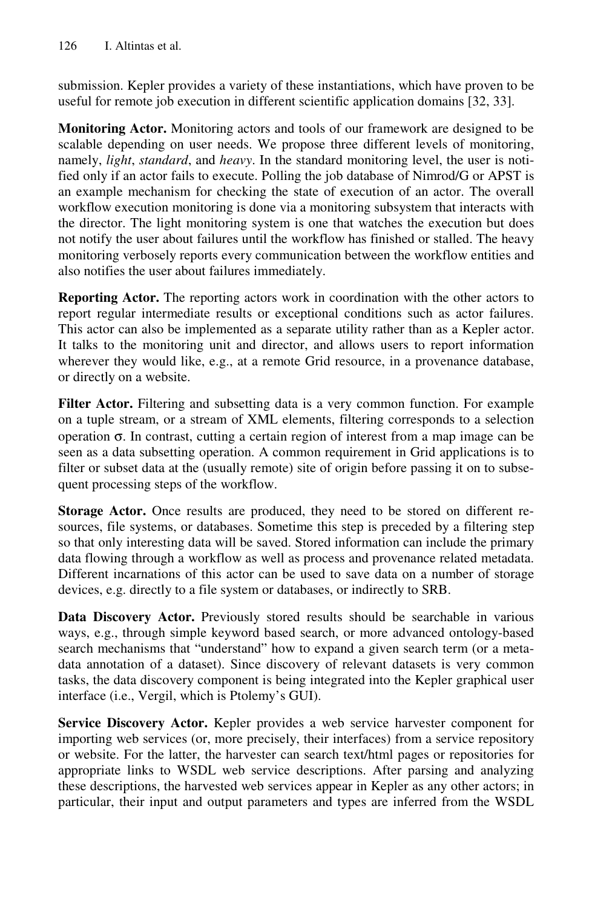submission. Kepler provides a variety of these instantiations, which have proven to be useful for remote job execution in different scientific application domains [32, 33].

**Monitoring Actor.** Monitoring actors and tools of our framework are designed to be scalable depending on user needs. We propose three different levels of monitoring, namely, *light*, *standard*, and *heavy*. In the standard monitoring level, the user is notified only if an actor fails to execute. Polling the job database of Nimrod/G or APST is an example mechanism for checking the state of execution of an actor. The overall workflow execution monitoring is done via a monitoring subsystem that interacts with the director. The light monitoring system is one that watches the execution but does not notify the user about failures until the workflow has finished or stalled. The heavy monitoring verbosely reports every communication between the workflow entities and also notifies the user about failures immediately.

**Reporting Actor.** The reporting actors work in coordination with the other actors to report regular intermediate results or exceptional conditions such as actor failures. This actor can also be implemented as a separate utility rather than as a Kepler actor. It talks to the monitoring unit and director, and allows users to report information wherever they would like, e.g., at a remote Grid resource, in a provenance database, or directly on a website.

**Filter Actor.** Filtering and subsetting data is a very common function. For example on a tuple stream, or a stream of XML elements, filtering corresponds to a selection operation $\sigma$. In contrast, cutting a certain region of interest from a map image can be seen as a data subsetting operation. A common requirement in Grid applications is to filter or subset data at the (usually remote) site of origin before passing it on to subsequent processing steps of the workflow.

**Storage Actor.** Once results are produced, they need to be stored on different resources, file systems, or databases. Sometime this step is preceded by a filtering step so that only interesting data will be saved. Stored information can include the primary data flowing through a workflow as well as process and provenance related metadata. Different incarnations of this actor can be used to save data on a number of storage devices, e.g. directly to a file system or databases, or indirectly to SRB.

**Data Discovery Actor.** Previously stored results should be searchable in various ways, e.g., through simple keyword based search, or more advanced ontology-based search mechanisms that "understand" how to expand a given search term (or a metadata annotation of a dataset). Since discovery of relevant datasets is very common tasks, the data discovery component is being integrated into the Kepler graphical user interface (i.e., Vergil, which is Ptolemy's GUI).

**Service Discovery Actor.** Kepler provides a web service harvester component for importing web services (or, more precisely, their interfaces) from a service repository or website. For the latter, the harvester can search text/html pages or repositories for appropriate links to WSDL web service descriptions. After parsing and analyzing these descriptions, the harvested web services appear in Kepler as any other actors; in particular, their input and output parameters and types are inferred from the WSDL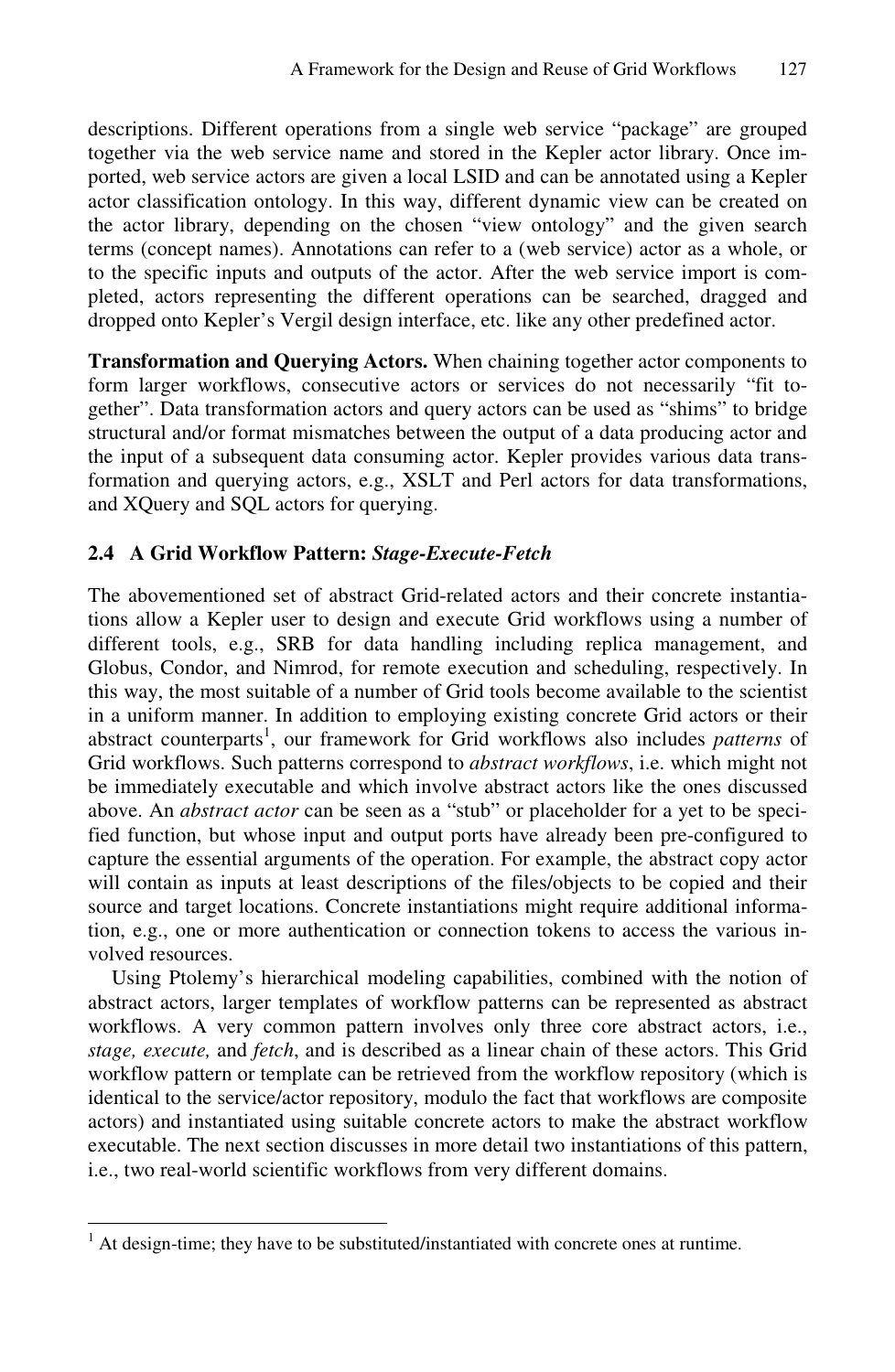descriptions. Different operations from a single web service "package" are grouped together via the web service name and stored in the Kepler actor library. Once imported, web service actors are given a local LSID and can be annotated using a Kepler actor classification ontology. In this way, different dynamic view can be created on the actor library, depending on the chosen "view ontology" and the given search terms (concept names). Annotations can refer to a (web service) actor as a whole, or to the specific inputs and outputs of the actor. After the web service import is completed, actors representing the different operations can be searched, dragged and dropped onto Kepler's Vergil design interface, etc. like any other predefined actor.

**Transformation and Querying Actors.** When chaining together actor components to form larger workflows, consecutive actors or services do not necessarily "fit together". Data transformation actors and query actors can be used as "shims" to bridge structural and/or format mismatches between the output of a data producing actor and the input of a subsequent data consuming actor. Kepler provides various data transformation and querying actors, e.g., XSLT and Perl actors for data transformations, and XQuery and SQL actors for querying.

### 2.4 A Grid Workflow Pattern: *Stage-Execute-Fetch*

The abovementioned set of abstract Grid-related actors and their concrete instantiations allow a Kepler user to design and execute Grid workflows using a number of different tools, e.g., SRB for data handling including replica management, and Globus, Condor, and Nimrod, for remote execution and scheduling, respectively. In this way, the most suitable of a number of Grid tools become available to the scientist in a uniform manner. In addition to employing existing concrete Grid actors or their abstract counterparts[1], our framework for Grid workflows also includes *patterns* of Grid workflows. Such patterns correspond to *abstract workflows*, i.e. which might not be immediately executable and which involve abstract actors like the ones discussed above. An *abstract actor* can be seen as a "stub" or placeholder for a yet to be specified function, but whose input and output ports have already been pre-configured to capture the essential arguments of the operation. For example, the abstract copy actor will contain as inputs at least descriptions of the files/objects to be copied and their source and target locations. Concrete instantiations might require additional information, e.g., one or more authentication or connection tokens to access the various involved resources.

Using Ptolemy's hierarchical modeling capabilities, combined with the notion of abstract actors, larger templates of workflow patterns can be represented as abstract workflows. A very common pattern involves only three core abstract actors, i.e., *stage, execute,* and *fetch*, and is described as a linear chain of these actors. This Grid workflow pattern or template can be retrieved from the workflow repository (which is identical to the service/actor repository, modulo the fact that workflows are composite actors) and instantiated using suitable concrete actors to make the abstract workflow executable. The next section discusses in more detail two instantiations of this pattern, i.e., two real-world scientific workflows from very different domains.

[1] At design-time; they have to be substituted/instantiated with concrete ones at runtime.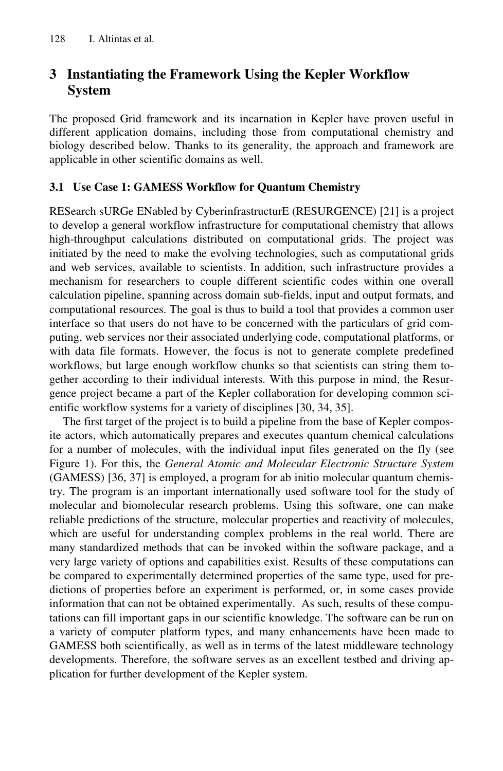## 3 Instantiating the Framework Using the Kepler Workflow System

The proposed Grid framework and its incarnation in Kepler have proven useful in different application domains, including those from computational chemistry and biology described below. Thanks to its generality, the approach and framework are applicable in other scientific domains as well.

### 3.1 Use Case 1: GAMESS Workflow for Quantum Chemistry

RESearch sURGe ENabled by CyberinfrastructurE (RESURGENCE) [21] is a project to develop a general workflow infrastructure for computational chemistry that allows high-throughput calculations distributed on computational grids. The project was initiated by the need to make the evolving technologies, such as computational grids and web services, available to scientists. In addition, such infrastructure provides a mechanism for researchers to couple different scientific codes within one overall calculation pipeline, spanning across domain sub-fields, input and output formats, and computational resources. The goal is thus to build a tool that provides a common user interface so that users do not have to be concerned with the particulars of grid computing, web services nor their associated underlying code, computational platforms, or with data file formats. However, the focus is not to generate complete predefined workflows, but large enough workflow chunks so that scientists can string them together according to their individual interests. With this purpose in mind, the Resurgence project became a part of the Kepler collaboration for developing common scientific workflow systems for a variety of disciplines [30, 34, 35].

The first target of the project is to build a pipeline from the base of Kepler composite actors, which automatically prepares and executes quantum chemical calculations for a number of molecules, with the individual input files generated on the fly (see Figure 1). For this, the *General Atomic and Molecular Electronic Structure System* (GAMESS) [36, 37] is employed, a program for ab initio molecular quantum chemistry. The program is an important internationally used software tool for the study of molecular and biomolecular research problems. Using this software, one can make reliable predictions of the structure, molecular properties and reactivity of molecules, which are useful for understanding complex problems in the real world. There are many standardized methods that can be invoked within the software package, and a very large variety of options and capabilities exist. Results of these computations can be compared to experimentally determined properties of the same type, used for predictions of properties before an experiment is performed, or, in some cases provide information that can not be obtained experimentally. As such, results of these computations can fill important gaps in our scientific knowledge. The software can be run on a variety of computer platform types, and many enhancements have been made to GAMESS both scientifically, as well as in terms of the latest middleware technology developments. Therefore, the software serves as an excellent testbed and driving application for further development of the Kepler system.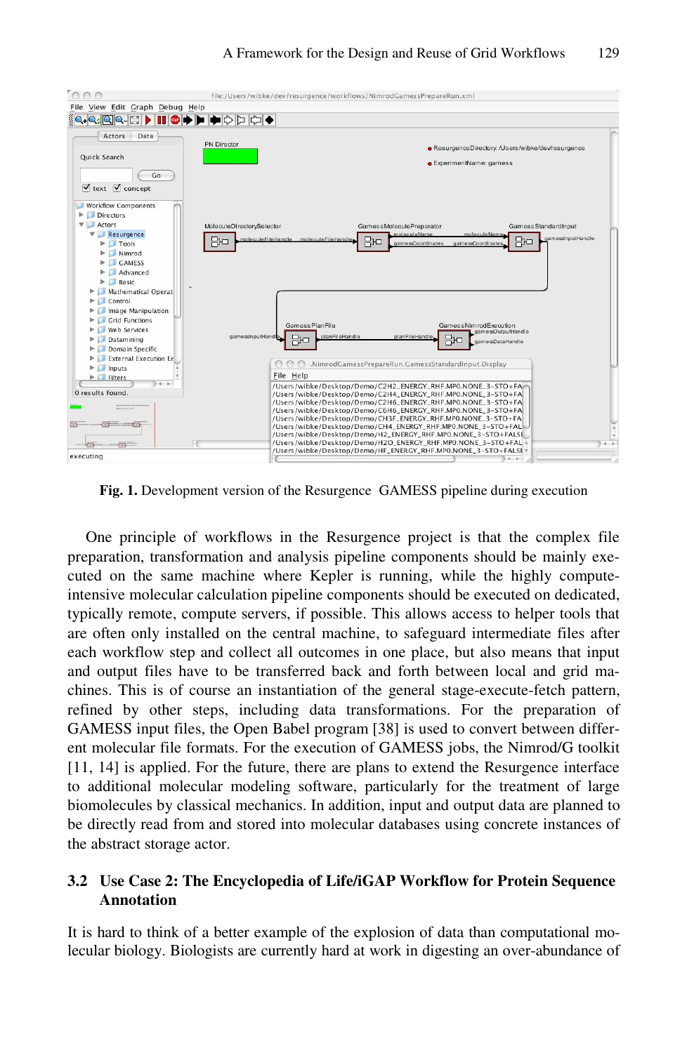**Fig. 1.** Development version of the Resurgence GAMESS pipeline during execution

One principle of workflows in the Resurgence project is that the complex file preparation, transformation and analysis pipeline components should be mainly executed on the same machine where Kepler is running, while the highly compute-intensive molecular calculation pipeline components should be executed on dedicated, typically remote, compute servers, if possible. This allows access to helper tools that are often only installed on the central machine, to safeguard intermediate files after each workflow step and collect all outcomes in one place, but also means that input and output files have to be transferred back and forth between local and grid machines. This is of course an instantiation of the general stage-execute-fetch pattern, refined by other steps, including data transformations. For the preparation of GAMESS input files, the Open Babel program [38] is used to convert between different molecular file formats. For the execution of GAMESS jobs, the Nimrod/G toolkit [11, 14] is applied. For the future, there are plans to extend the Resurgence interface to additional molecular modeling software, particularly for the treatment of large biomolecules by classical mechanics. In addition, input and output data are planned to be directly read from and stored into molecular databases using concrete instances of the abstract storage actor.

### 3.2 Use Case 2: The Encyclopedia of Life/iGAP Workflow for Protein Sequence Annotation

It is hard to think of a better example of the explosion of data than computational molecular biology. Biologists are currently hard at work in digesting an over-abundance of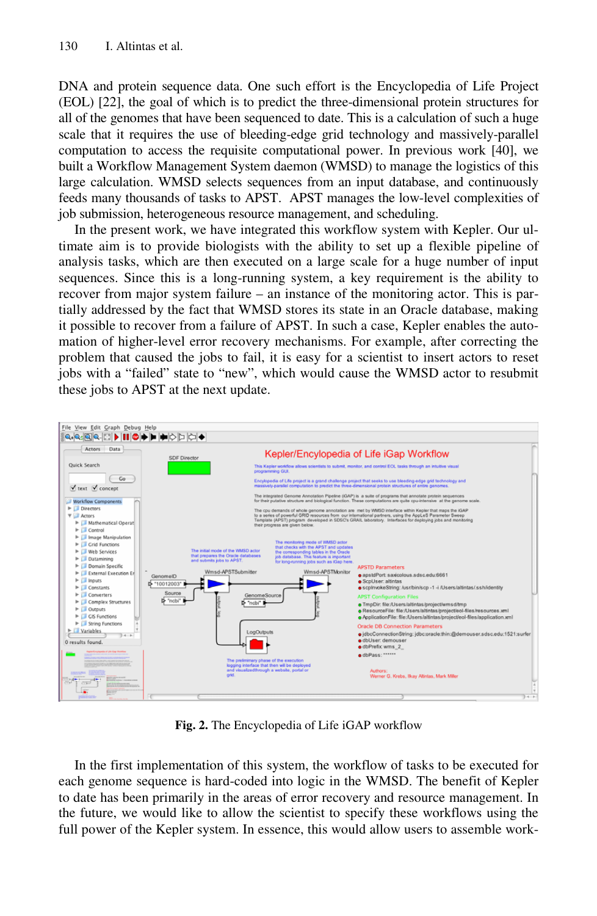DNA and protein sequence data. One such effort is the Encyclopedia of Life Project (EOL) [22], the goal of which is to predict the three-dimensional protein structures for all of the genomes that have been sequenced to date. This is a calculation of such a huge scale that it requires the use of bleeding-edge grid technology and massively-parallel computation to access the requisite computational power. In previous work [40], we built a Workflow Management System daemon (WMSD) to manage the logistics of this large calculation. WMSD selects sequences from an input database, and continuously feeds many thousands of tasks to APST. APST manages the low-level complexities of job submission, heterogeneous resource management, and scheduling.

In the present work, we have integrated this workflow system with Kepler. Our ultimate aim is to provide biologists with the ability to set up a flexible pipeline of analysis tasks, which are then executed on a large scale for a huge number of input sequences. Since this is a long-running system, a key requirement is the ability to recover from major system failure – an instance of the monitoring actor. This is partially addressed by the fact that WMSD stores its state in an Oracle database, making it possible to recover from a failure of APST. In such a case, Kepler enables the automation of higher-level error recovery mechanisms. For example, after correcting the problem that caused the jobs to fail, it is easy for a scientist to insert actors to reset jobs with a "failed" state to "new", which would cause the WMSD actor to resubmit these jobs to APST at the next update.

**Fig. 2.** The Encyclopedia of Life iGAP workflow

In the first implementation of this system, the workflow of tasks to be executed for each genome sequence is hard-coded into logic in the WMSD. The benefit of Kepler to date has been primarily in the areas of error recovery and resource management. In the future, we would like to allow the scientist to specify these workflows using the full power of the Kepler system. In essence, this would allow users to assemble work-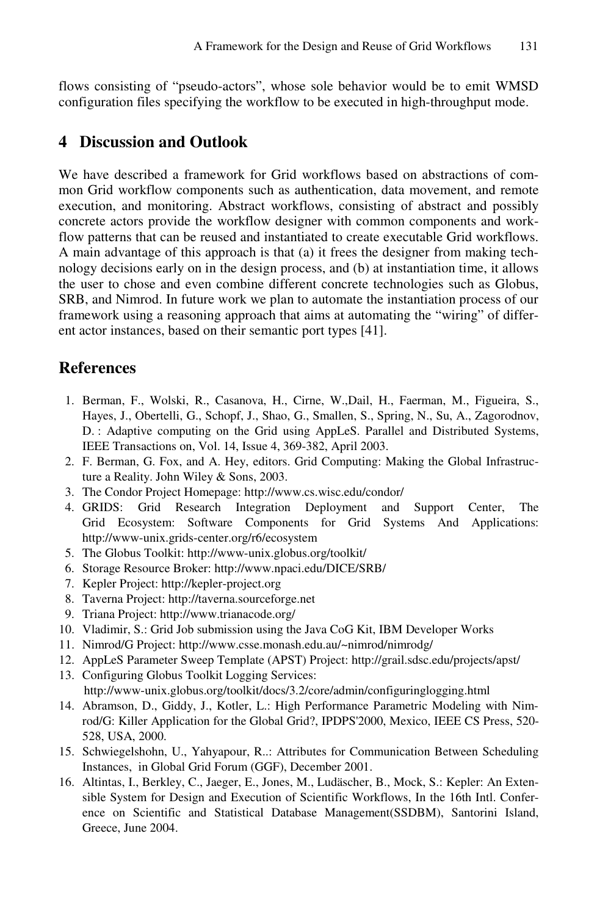flows consisting of "pseudo-actors", whose sole behavior would be to emit WMSD configuration files specifying the workflow to be executed in high-throughput mode.

## 4 Discussion and Outlook

We have described a framework for Grid workflows based on abstractions of common Grid workflow components such as authentication, data movement, and remote execution, and monitoring. Abstract workflows, consisting of abstract and possibly concrete actors provide the workflow designer with common components and workflow patterns that can be reused and instantiated to create executable Grid workflows. A main advantage of this approach is that (a) it frees the designer from making technology decisions early on in the design process, and (b) at instantiation time, it allows the user to chose and even combine different concrete technologies such as Globus, SRB, and Nimrod. In future work we plan to automate the instantiation process of our framework using a reasoning approach that aims at automating the "wiring" of different actor instances, based on their semantic port types [41].

## References

1. Berman, F., Wolski, R., Casanova, H., Cirne, W.,Dail, H., Faerman, M., Figueira, S., Hayes, J., Obertelli, G., Schopf, J., Shao, G., Smallen, S., Spring, N., Su, A., Zagorodnov, D. : Adaptive computing on the Grid using AppLeS. Parallel and Distributed Systems, IEEE Transactions on, Vol. 14, Issue 4, 369-382, April 2003.
2. F. Berman, G. Fox, and A. Hey, editors. Grid Computing: Making the Global Infrastructure a Reality. John Wiley & Sons, 2003.
3. The Condor Project Homepage: http://www.cs.wisc.edu/condor/
4. GRIDS: Grid Research Integration Deployment and Support Center, The Grid Ecosystem: Software Components for Grid Systems And Applications: http://www-unix.grids-center.org/r6/ecosystem
5. The Globus Toolkit: http://www-unix.globus.org/toolkit/
6. Storage Resource Broker: http://www.npaci.edu/DICE/SRB/
7. Kepler Project: http://kepler-project.org
8. Taverna Project: http://taverna.sourceforge.net
9. Triana Project: http://www.trianacode.org/
10. Vladimir, S.: Grid Job submission using the Java CoG Kit, IBM Developer Works
11. Nimrod/G Project: http://www.csse.monash.edu.au/~nimrod/nimrodg/
12. AppLeS Parameter Sweep Template (APST) Project: http://grail.sdsc.edu/projects/apst/
13. Configuring Globus Toolkit Logging Services: http://www-unix.globus.org/toolkit/docs/3.2/core/admin/configuringlogging.html
14. Abramson, D., Giddy, J., Kotler, L.: High Performance Parametric Modeling with Nimrod/G: Killer Application for the Global Grid?, IPDPS'2000, Mexico, IEEE CS Press, 520-528, USA, 2000.
15. Schwiegelshohn, U., Yahyapour, R..: Attributes for Communication Between Scheduling Instances, in Global Grid Forum (GGF), December 2001.
16. Altintas, I., Berkley, C., Jaeger, E., Jones, M., Ludäscher, B., Mock, S.: Kepler: An Extensible System for Design and Execution of Scientific Workflows, In the 16th Intl. Conference on Scientific and Statistical Database Management(SSDBM), Santorini Island, Greece, June 2004.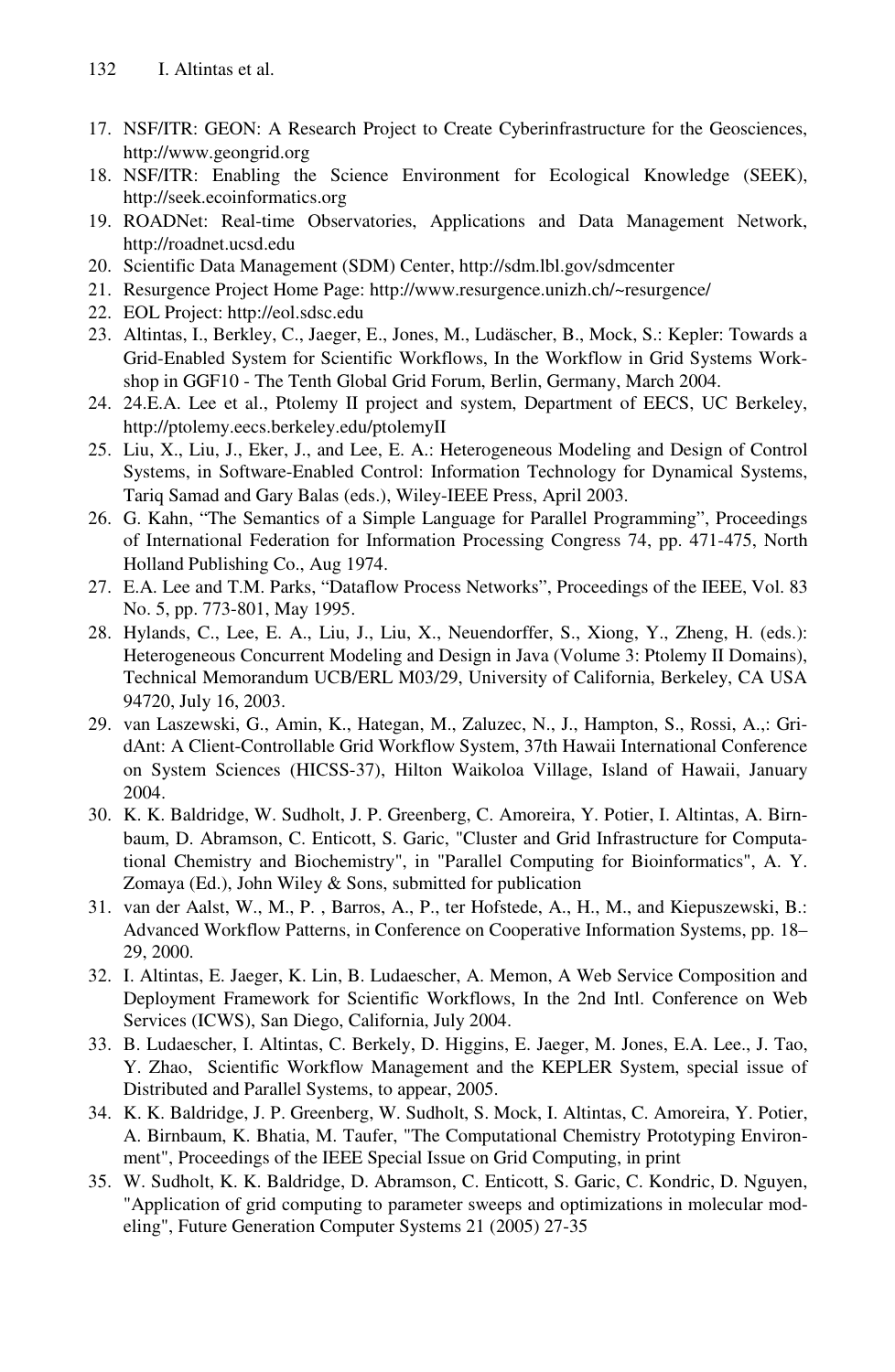17. NSF/ITR: GEON: A Research Project to Create Cyberinfrastructure for the Geosciences, http://www.geongrid.org
18. NSF/ITR: Enabling the Science Environment for Ecological Knowledge (SEEK), http://seek.ecoinformatics.org
19. ROADNet: Real-time Observatories, Applications and Data Management Network, http://roadnet.ucsd.edu
20. Scientific Data Management (SDM) Center, http://sdm.lbl.gov/sdmcenter
21. Resurgence Project Home Page: http://www.resurgence.unizh.ch/~resurgence/
22. EOL Project: http://eol.sdsc.edu
23. Altintas, I., Berkley, C., Jaeger, E., Jones, M., Ludäscher, B., Mock, S.: Kepler: Towards a Grid-Enabled System for Scientific Workflows, In the Workflow in Grid Systems Workshop in GGF10 - The Tenth Global Grid Forum, Berlin, Germany, March 2004.
24. 24.E.A. Lee et al., Ptolemy II project and system, Department of EECS, UC Berkeley, http://ptolemy.eecs.berkeley.edu/ptolemyII
25. Liu, X., Liu, J., Eker, J., and Lee, E. A.: Heterogeneous Modeling and Design of Control Systems, in Software-Enabled Control: Information Technology for Dynamical Systems, Tariq Samad and Gary Balas (eds.), Wiley-IEEE Press, April 2003.
26. G. Kahn, “The Semantics of a Simple Language for Parallel Programming”, Proceedings of International Federation for Information Processing Congress 74, pp. 471-475, North Holland Publishing Co., Aug 1974.
27. E.A. Lee and T.M. Parks, “Dataflow Process Networks”, Proceedings of the IEEE, Vol. 83 No. 5, pp. 773-801, May 1995.
28. Hylands, C., Lee, E. A., Liu, J., Liu, X., Neuendorffer, S., Xiong, Y., Zheng, H. (eds.): Heterogeneous Concurrent Modeling and Design in Java (Volume 3: Ptolemy II Domains), Technical Memorandum UCB/ERL M03/29, University of California, Berkeley, CA USA 94720, July 16, 2003.
29. van Laszewski, G., Amin, K., Hategan, M., Zaluzec, N., J., Hampton, S., Rossi, A.,: GridAnt: A Client-Controllable Grid Workflow System, 37th Hawaii International Conference on System Sciences (HICSS-37), Hilton Waikoloa Village, Island of Hawaii, January 2004.
30. K. K. Baldridge, W. Sudholt, J. P. Greenberg, C. Amoreira, Y. Potier, I. Altintas, A. Birnbaum, D. Abramson, C. Enticott, S. Garic, "Cluster and Grid Infrastructure for Computational Chemistry and Biochemistry", in "Parallel Computing for Bioinformatics", A. Y. Zomaya (Ed.), John Wiley & Sons, submitted for publication
31. van der Aalst, W., M., P. , Barros, A., P., ter Hofstede, A., H., M., and Kiepuszewski, B.: Advanced Workflow Patterns, in Conference on Cooperative Information Systems, pp. 18–29, 2000.
32. I. Altintas, E. Jaeger, K. Lin, B. Ludaescher, A. Memon, A Web Service Composition and Deployment Framework for Scientific Workflows, In the 2nd Intl. Conference on Web Services (ICWS), San Diego, California, July 2004.
33. B. Ludaescher, I. Altintas, C. Berkely, D. Higgins, E. Jaeger, M. Jones, E.A. Lee., J. Tao, Y. Zhao, Scientific Workflow Management and the KEPLER System, special issue of Distributed and Parallel Systems, to appear, 2005.
34. K. K. Baldridge, J. P. Greenberg, W. Sudholt, S. Mock, I. Altintas, C. Amoreira, Y. Potier, A. Birnbaum, K. Bhatia, M. Taufer, "The Computational Chemistry Prototyping Environment", Proceedings of the IEEE Special Issue on Grid Computing, in print
35. W. Sudholt, K. K. Baldridge, D. Abramson, C. Enticott, S. Garic, C. Kondric, D. Nguyen, "Application of grid computing to parameter sweeps and optimizations in molecular modeling", Future Generation Computer Systems 21 (2005) 27-35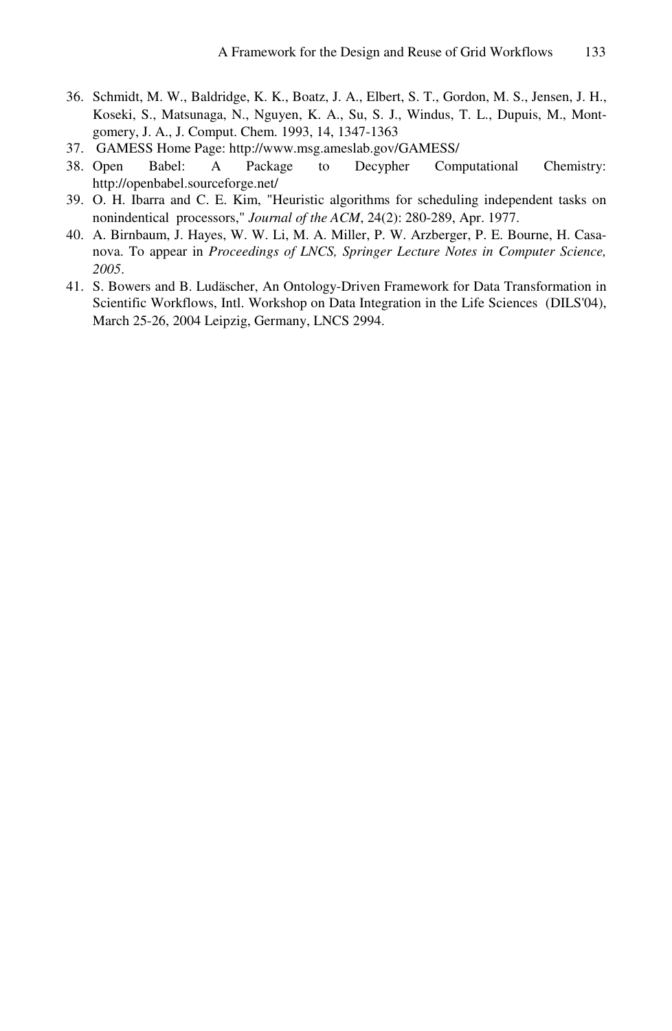36. Schmidt, M. W., Baldridge, K. K., Boatz, J. A., Elbert, S. T., Gordon, M. S., Jensen, J. H., Koseki, S., Matsunaga, N., Nguyen, K. A., Su, S. J., Windus, T. L., Dupuis, M., Montgomery, J. A., J. Comput. Chem. 1993, 14, 1347-1363
37. GAMESS Home Page: http://www.msg.ameslab.gov/GAMESS/
38. Open Babel: A Package to Decypher Computational Chemistry: http://openbabel.sourceforge.net/
39. O. H. Ibarra and C. E. Kim, "Heuristic algorithms for scheduling independent tasks on nonindentical processors," *Journal of the ACM*, 24(2): 280-289, Apr. 1977.
40. A. Birnbaum, J. Hayes, W. W. Li, M. A. Miller, P. W. Arzberger, P. E. Bourne, H. Casanova. To appear in *Proceedings of LNCS, Springer Lecture Notes in Computer Science, 2005*.
41. S. Bowers and B. Ludäscher, An Ontology-Driven Framework for Data Transformation in Scientific Workflows, Intl. Workshop on Data Integration in the Life Sciences (DILS'04), March 25-26, 2004 Leipzig, Germany, LNCS 2994.